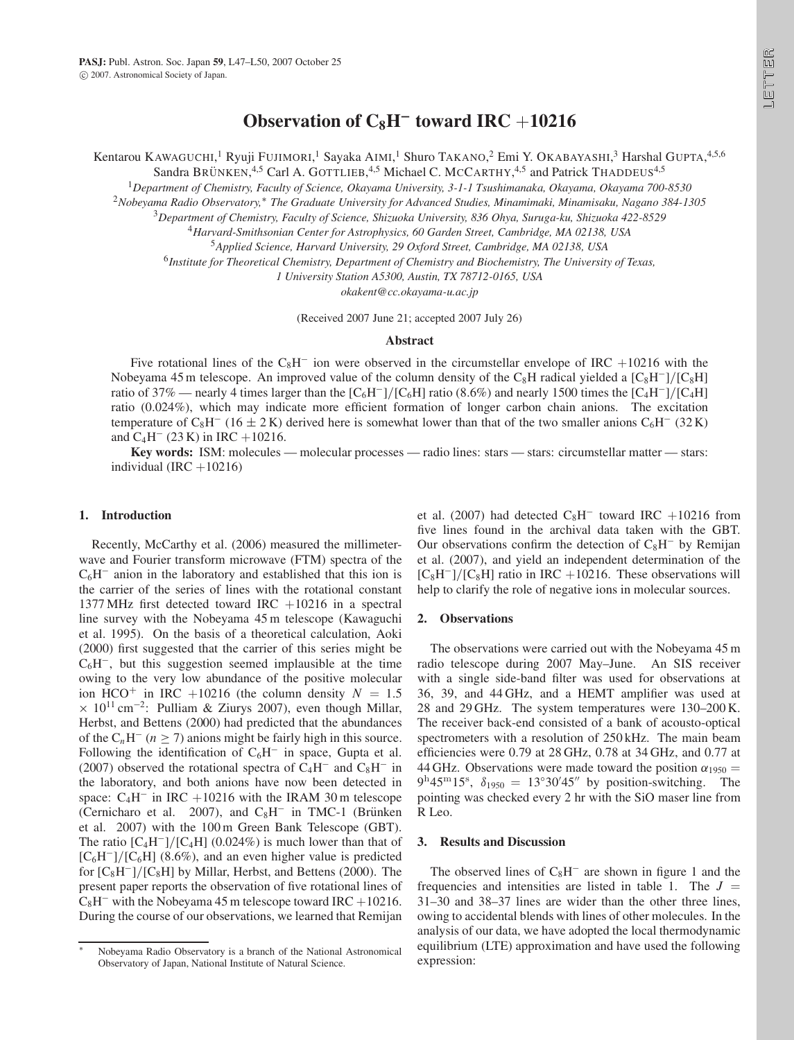# Observation of $C_8H^-$ toward IRC +10216

Kentarou KAWAGUCHI,[1] Ryuji FUJIMORI,[1] Sayaka AIMI,[1] Shuro TAKANO,[2] Emi Y. OKABAYASHI,[3] Harshal GUPTA,[4,5,6] Sandra BRÜNKEN,[4,5] Carl A. GOTTLIEB,[4,5] Michael C. MCCARTHY,[4,5] and Patrick THADDEUS[4,5]

[1] *Department of Chemistry, Faculty of Science, Okayama University, 3-1-1 Tsushimanaka, Okayama, Okayama 700-8530*

[2] *Nobeyama Radio Observatory,* * *The Graduate University for Advanced Studies, Minamimaki, Minamisaku, Nagano 384-1305*

[3] *Department of Chemistry, Faculty of Science, Shizuoka University, 836 Ohya, Suruga-ku, Shizuoka 422-8529*

[4] *Harvard-Smithsonian Center for Astrophysics, 60 Garden Street, Cambridge, MA 02138, USA*

[5] *Applied Science, Harvard University, 29 Oxford Street, Cambridge, MA 02138, USA*

[6] *Institute for Theoretical Chemistry, Department of Chemistry and Biochemistry, The University of Texas, 1 University Station A5300, Austin, TX 78712-0165, USA*

*okakent@cc.okayama-u.ac.jp*

(Received 2007 June 21; accepted 2007 July 26)

## Abstract

Five rotational lines of the $C_8H^-$ ion were observed in the circumstellar envelope of IRC +10216 with the Nobeyama 45 m telescope. An improved value of the column density of the $C_8H$ radical yielded a $[C_8H^-]/[C_8H]$ ratio of 37% — nearly 4 times larger than the $[C_6H^-]/[C_6H]$ ratio (8.6%) and nearly 1500 times the $[C_4H^-]/[C_4H]$ ratio (0.024%), which may indicate more efficient formation of longer carbon chain anions. The excitation temperature of $C_8H^-$ ($16 \pm 2$ K) derived here is somewhat lower than that of the two smaller anions $C_6H^-$ (32 K) and $C_4H^-$ (23 K) in IRC +10216.

**Key words:** ISM: molecules — molecular processes — radio lines: stars — stars: circumstellar matter — stars: individual (IRC +10216)

## 1. Introduction

Recently, McCarthy et al. (2006) measured the millimeter-wave and Fourier transform microwave (FTM) spectra of the $C_6H^-$ anion in the laboratory and established that this ion is the carrier of the series of lines with the rotational constant 1377 MHz first detected toward IRC +10216 in a spectral line survey with the Nobeyama 45 m telescope (Kawaguchi et al. 1995). On the basis of a theoretical calculation, Aoki (2000) first suggested that the carrier of this series might be $C_6H^-$, but this suggestion seemed implausible at the time owing to the very low abundance of the positive molecular ion $HCO^+$ in IRC +10216 (the column density $N = 1.5 \times 10^{11}\,\mathrm{cm^{-2}}$: Pulliam & Ziurys 2007), even though Millar, Herbst, and Bettens (2000) had predicted that the abundances of the $C_nH^-$ ($n \geq 7$) anions might be fairly high in this source. Following the identification of $C_6H^-$ in space, Gupta et al. (2007) observed the rotational spectra of $C_4H^-$ and $C_8H^-$ in the laboratory, and both anions have now been detected in space: $C_4H^-$ in IRC +10216 with the IRAM 30 m telescope (Cernicharo et al. 2007), and $C_8H^-$ in TMC-1 (Brünken et al. 2007) with the 100 m Green Bank Telescope (GBT). The ratio $[C_4H^-]/[C_4H]$ (0.024%) is much lower than that of $[C_6H^-]/[C_6H]$ (8.6%), and an even higher value is predicted for $[C_8H^-]/[C_8H]$ by Millar, Herbst, and Bettens (2000). The present paper reports the observation of five rotational lines of $C_8H^-$ with the Nobeyama 45 m telescope toward IRC +10216. During the course of our observations, we learned that Remijan et al. (2007) had detected $C_8H^-$ toward IRC +10216 from five lines found in the archival data taken with the GBT. Our observations confirm the detection of $C_8H^-$ by Remijan et al. (2007), and yield an independent determination of the $[C_8H^-]/[C_8H]$ ratio in IRC +10216. These observations will help to clarify the role of negative ions in molecular sources.

## 2. Observations

The observations were carried out with the Nobeyama 45 m radio telescope during 2007 May–June. An SIS receiver with a single side-band filter was used for observations at 36, 39, and 44 GHz, and a HEMT amplifier was used at 28 and 29 GHz. The system temperatures were 130–200 K. The receiver back-end consisted of a bank of acousto-optical spectrometers with a resolution of 250 kHz. The main beam efficiencies were 0.79 at 28 GHz, 0.78 at 34 GHz, and 0.77 at 44 GHz. Observations were made toward the position $\alpha_{1950} = 9^{\mathrm{h}}45^{\mathrm{m}}15^{\mathrm{s}}$, $\delta_{1950} = 13°30'45''$ by position-switching. The pointing was checked every 2 hr with the SiO maser line from R Leo.

## 3. Results and Discussion

The observed lines of $C_8H^-$ are shown in figure 1 and the frequencies and intensities are listed in table 1. The $J$ = 31–30 and 38–37 lines are wider than the other three lines, owing to accidental blends with lines of other molecules. In the analysis of our data, we have adopted the local thermodynamic equilibrium (LTE) approximation and have used the following expression:

---

* Nobeyama Radio Observatory is a branch of the National Astronomical Observatory of Japan, National Institute of Natural Science.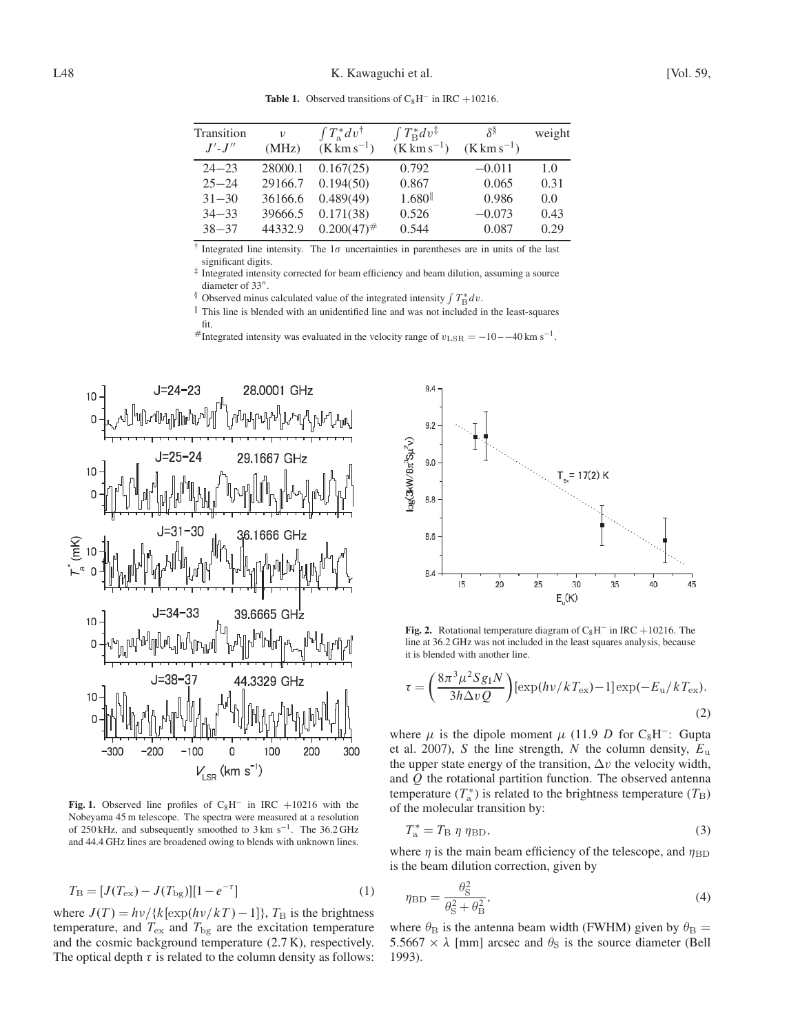**Table 1.** Observed transitions of $C_8H^-$ in IRC +10216.

| Transition $J'$-$J''$ | $\nu$ (MHz) | $\int T_a^* dv$[†] ($K\,km\,s^{-1}$) | $\int T_B^* dv$[‡] ($K\,km\,s^{-1}$) | $\delta$[§] ($K\,km\,s^{-1}$) | weight |
|---|---|---|---|---|---|
| 24−23 | 28000.1 | 0.167(25) | 0.792 | −0.011 | 1.0 |
| 25−24 | 29166.7 | 0.194(50) | 0.867 | 0.065 | 0.31 |
| 31−30 | 36166.6 | 0.489(49) | 1.680[‖] | 0.986 | 0.0 |
| 34−33 | 39666.5 | 0.171(38) | 0.526 | −0.073 | 0.43 |
| 38−37 | 44332.9 | 0.200(47)[#] | 0.544 | 0.087 | 0.29 |

[†] Integrated line intensity. The $1\sigma$ uncertainties in parentheses are in units of the last significant digits.

[‡] Integrated intensity corrected for beam efficiency and beam dilution, assuming a source diameter of 33″.

[§] Observed minus calculated value of the integrated intensity $\int T_B^* dv$.

[‖] This line is blended with an unidentified line and was not included in the least-squares fit.

[#] Integrated intensity was evaluated in the velocity range of $v_{LSR} = -10$ – $-40\,km\,s^{-1}$.

**Fig. 1.** Observed line profiles of $C_8H^-$ in IRC +10216 with the Nobeyama 45 m telescope. The spectra were measured at a resolution of 250 kHz, and subsequently smoothed to $3\,km\,s^{-1}$. The 36.2 GHz and 44.4 GHz lines are broadened owing to blends with unknown lines.

$$T_B = [J(T_{ex}) - J(T_{bg})][1 - e^{-\tau}] \tag{1}$$

where $J(T) = h\nu/\{k[\exp(h\nu/kT) - 1]\}$, $T_B$ is the brightness temperature, and $T_{ex}$ and $T_{bg}$ are the excitation temperature and the cosmic background temperature (2.7 K), respectively. The optical depth $\tau$ is related to the column density as follows:

**Fig. 2.** Rotational temperature diagram of $C_8H^-$ in IRC +10216. The line at 36.2 GHz was not included in the least squares analysis, because it is blended with another line.

$$\tau = \left(\frac{8\pi^3\mu^2 S g_I N}{3h\Delta v Q}\right)[\exp(h\nu/kT_{ex}) - 1]\exp(-E_u/kT_{ex}). \tag{2}$$

where $\mu$ is the dipole moment $\mu$ (11.9 *D* for $C_8H^-$: Gupta et al. 2007), $S$ the line strength, $N$ the column density, $E_u$ the upper state energy of the transition, $\Delta v$ the velocity width, and $Q$ the rotational partition function. The observed antenna temperature ($T_a^*$) is related to the brightness temperature ($T_B$) of the molecular transition by:

$$T_a^* = T_B\,\eta\,\eta_{BD}, \tag{3}$$

where $\eta$ is the main beam efficiency of the telescope, and $\eta_{BD}$ is the beam dilution correction, given by

$$\eta_{BD} = \frac{\theta_S^2}{\theta_S^2 + \theta_B^2}, \tag{4}$$

where $\theta_B$ is the antenna beam width (FWHM) given by $\theta_B = 5.5667 \times \lambda$ [mm] arcsec and $\theta_S$ is the source diameter (Bell 1993).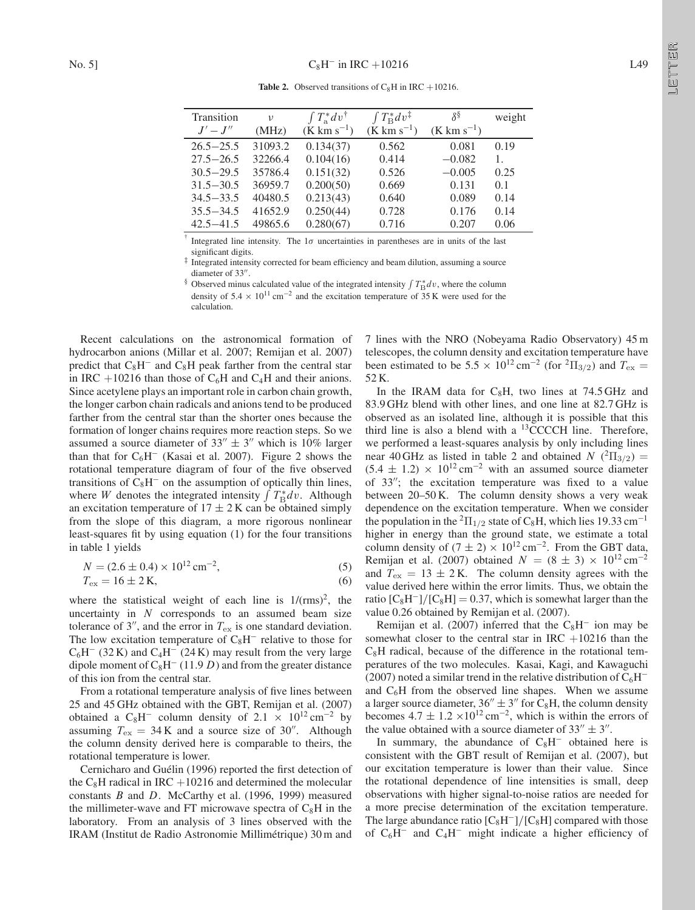**Table 2.** Observed transitions of $C_8H$ in IRC +10216.

| Transition $J'-J''$ | $\nu$ (MHz) | $\int T_a^* dv$[†] (K km s$^{-1}$) | $\int T_B^* dv$[‡] (K km s$^{-1}$) | $\delta$[§] (K km s$^{-1}$) | weight |
|---|---|---|---|---|---|
| 26.5−25.5 | 31093.2 | 0.134(37) | 0.562 | 0.081 | 0.19 |
| 27.5−26.5 | 32266.4 | 0.104(16) | 0.414 | −0.082 | 1. |
| 30.5−29.5 | 35786.4 | 0.151(32) | 0.526 | −0.005 | 0.25 |
| 31.5−30.5 | 36959.7 | 0.200(50) | 0.669 | 0.131 | 0.1 |
| 34.5−33.5 | 40480.5 | 0.213(43) | 0.640 | 0.089 | 0.14 |
| 35.5−34.5 | 41652.9 | 0.250(44) | 0.728 | 0.176 | 0.14 |
| 42.5−41.5 | 49865.6 | 0.280(67) | 0.716 | 0.207 | 0.06 |

[†] Integrated line intensity. The 1$\sigma$ uncertainties in parentheses are in units of the last significant digits.

[‡] Integrated intensity corrected for beam efficiency and beam dilution, assuming a source diameter of 33″.

[§] Observed minus calculated value of the integrated intensity $\int T_B^* dv$, where the column density of $5.4 \times 10^{11}$ cm$^{-2}$ and the excitation temperature of 35 K were used for the calculation.

Recent calculations on the astronomical formation of hydrocarbon anions (Millar et al. 2007; Remijan et al. 2007) predict that $C_8H^-$ and $C_8H$ peak farther from the central star in IRC +10216 than those of $C_6H$ and $C_4H$ and their anions. Since acetylene plays an important role in carbon chain growth, the longer carbon chain radicals and anions tend to be produced farther from the central star than the shorter ones because the formation of longer chains requires more reaction steps. So we assumed a source diameter of $33'' \pm 3''$ which is 10% larger than that for $C_6H^-$ (Kasai et al. 2007). Figure 2 shows the rotational temperature diagram of four of the five observed transitions of $C_8H^-$ on the assumption of optically thin lines, where $W$ denotes the integrated intensity $\int T_B^* dv$. Although an excitation temperature of $17 \pm 2$ K can be obtained simply from the slope of this diagram, a more rigorous nonlinear least-squares fit by using equation (1) for the four transitions in table 1 yields

$$N = (2.6 \pm 0.4) \times 10^{12}\,\mathrm{cm}^{-2}, \tag{5}$$

$$T_{\mathrm{ex}} = 16 \pm 2\,\mathrm{K}, \tag{6}$$

where the statistical weight of each line is 1/(rms)$^2$, the uncertainty in $N$ corresponds to an assumed beam size tolerance of 3″, and the error in $T_{\mathrm{ex}}$ is one standard deviation. The low excitation temperature of $C_8H^-$ relative to those for $C_6H^-$ (32 K) and $C_4H^-$ (24 K) may result from the very large dipole moment of $C_8H^-$ (11.9 $D$) and from the greater distance of this ion from the central star.

From a rotational temperature analysis of five lines between 25 and 45 GHz obtained with the GBT, Remijan et al. (2007) obtained a $C_8H^-$ column density of $2.1 \times 10^{12}$ cm$^{-2}$ by assuming $T_{\mathrm{ex}} = 34$ K and a source size of 30″. Although the column density derived here is comparable to theirs, the rotational temperature is lower.

Cernicharo and Guélin (1996) reported the first detection of the $C_8H$ radical in IRC +10216 and determined the molecular constants $B$ and $D$. McCarthy et al. (1996, 1999) measured the millimeter-wave and FT microwave spectra of $C_8H$ in the laboratory. From an analysis of 3 lines observed with the IRAM (Institut de Radio Astronomie Millimétrique) 30 m and 7 lines with the NRO (Nobeyama Radio Observatory) 45 m telescopes, the column density and excitation temperature have been estimated to be $5.5 \times 10^{12}$ cm$^{-2}$ (for $^2\Pi_{3/2}$) and $T_{\mathrm{ex}} = 52$ K.

In the IRAM data for $C_8H$, two lines at 74.5 GHz and 83.9 GHz blend with other lines, and one line at 82.7 GHz is observed as an isolated line, although it is possible that this third line is also a blend with a $^{13}$CCCCH line. Therefore, we performed a least-squares analysis by only including lines near 40 GHz as listed in table 2 and obtained $N$ ($^2\Pi_{3/2}$) = $(5.4 \pm 1.2) \times 10^{12}$ cm$^{-2}$ with an assumed source diameter of 33″; the excitation temperature was fixed to a value between 20–50 K. The column density shows a very weak dependence on the excitation temperature. When we consider the population in the $^2\Pi_{1/2}$ state of $C_8H$, which lies 19.33 cm$^{-1}$ higher in energy than the ground state, we estimate a total column density of $(7 \pm 2) \times 10^{12}$ cm$^{-2}$. From the GBT data, Remijan et al. (2007) obtained $N = (8 \pm 3) \times 10^{12}$ cm$^{-2}$ and $T_{\mathrm{ex}} = 13 \pm 2$ K. The column density agrees with the value derived here within the error limits. Thus, we obtain the ratio $[C_8H^-]/[C_8H] = 0.37$, which is somewhat larger than the value 0.26 obtained by Remijan et al. (2007).

Remijan et al. (2007) inferred that the $C_8H^-$ ion may be somewhat closer to the central star in IRC +10216 than the $C_8H$ radical, because of the difference in the rotational temperatures of the two molecules. Kasai, Kagi, and Kawaguchi (2007) noted a similar trend in the relative distribution of $C_6H^-$ and $C_6H$ from the observed line shapes. When we assume a larger source diameter, $36'' \pm 3''$ for $C_8H$, the column density becomes $4.7 \pm 1.2 \times 10^{12}$ cm$^{-2}$, which is within the errors of the value obtained with a source diameter of $33'' \pm 3''$.

In summary, the abundance of $C_8H^-$ obtained here is consistent with the GBT result of Remijan et al. (2007), but our excitation temperature is lower than their value. Since the rotational dependence of line intensities is small, deep observations with higher signal-to-noise ratios are needed for a more precise determination of the excitation temperature. The large abundance ratio $[C_8H^-]/[C_8H]$ compared with those of $C_6H^-$ and $C_4H^-$ might indicate a higher efficiency of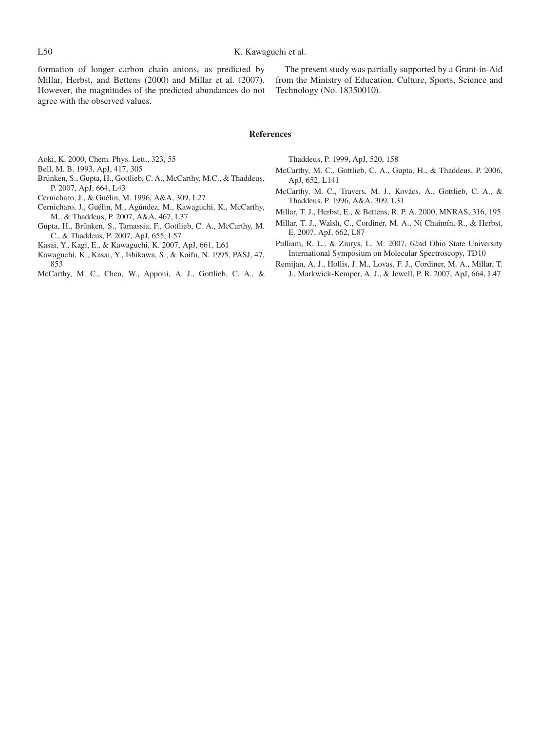formation of longer carbon chain anions, as predicted by Millar, Herbst, and Bettens (2000) and Millar et al. (2007). However, the magnitudes of the predicted abundances do not agree with the observed values.

The present study was partially supported by a Grant-in-Aid from the Ministry of Education, Culture, Sports, Science and Technology (No. 18350010).

## References

Aoki, K. 2000, Chem. Phys. Lett., 323, 55

Bell, M. B. 1993, ApJ, 417, 305

Brünken, S., Gupta, H., Gottlieb, C. A., McCarthy, M.C., & Thaddeus, P. 2007, ApJ, 664, L43

Cernicharo, J., & Guélin, M. 1996, A&A, 309, L27

Cernicharo, J., Guélin, M., Agúndez, M., Kawaguchi, K., McCarthy, M., & Thaddeus, P. 2007, A&A, 467, L37

Gupta, H., Brünken, S., Tamassia, F., Gottlieb, C. A., McCarthy, M. C., & Thaddeus, P. 2007, ApJ, 655, L57

Kasai, Y., Kagi, E., & Kawaguchi, K. 2007, ApJ, 661, L61

Kawaguchi, K., Kasai, Y., Ishikawa, S., & Kaifu, N. 1995, PASJ, 47, 853

McCarthy, M. C., Chen, W., Apponi, A. J., Gottlieb, C. A., & Thaddeus, P. 1999, ApJ, 520, 158

McCarthy, M. C., Gottlieb, C. A., Gupta, H., & Thaddeus, P. 2006, ApJ, 652, L141

McCarthy, M. C., Travers, M. J., Kovács, A., Gottlieb, C. A., & Thaddeus, P. 1996, A&A, 309, L31

Millar, T. J., Herbst, E., & Bettens, R. P. A. 2000, MNRAS, 316, 195

Millar, T. J., Walsh, C., Cordiner, M. A., Ní Chuimín, R., & Herbst, E. 2007, ApJ, 662, L87

Pulliam, R. L., & Ziurys, L. M. 2007, 62nd Ohio State University International Symposium on Molecular Spectroscopy, TD10

Remijan, A. J., Hollis, J. M., Lovas, F. J., Cordiner, M. A., Millar, T. J., Markwick-Kemper, A. J., & Jewell, P. R. 2007, ApJ, 664, L47